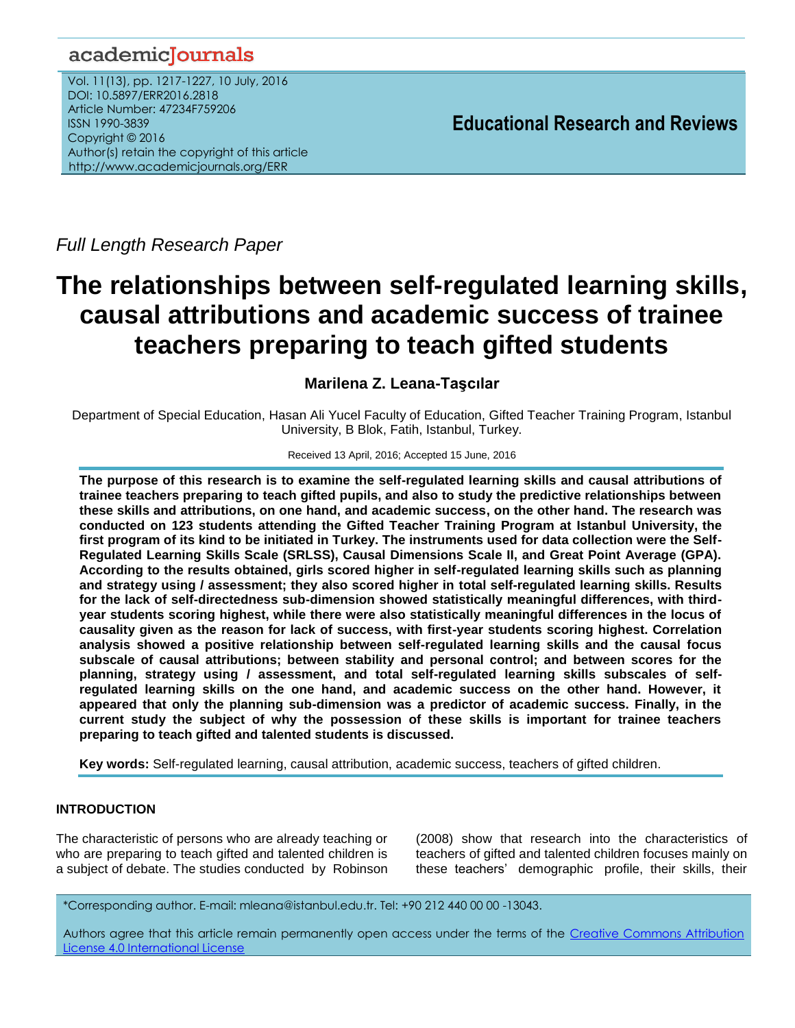*Full Length Research Paper*

# The relationships between self-regulated learning skills, causal attributions and academic success of trainee teachers preparing to teach gifted students

**Marilena Z. Leana-Taşcılar**

Department of Special Education, Hasan Ali Yucel Faculty of Education, Gifted Teacher Training Program, Istanbul University, B Blok, Fatih, Istanbul, Turkey.

Received 13 April, 2016; Accepted 15 June, 2016

**The purpose of this research is to examine the self-regulated learning skills and causal attributions of trainee teachers preparing to teach gifted pupils, and also to study the predictive relationships between these skills and attributions, on one hand, and academic success, on the other hand. The research was conducted on 123 students attending the Gifted Teacher Training Program at Istanbul University, the first program of its kind to be initiated in Turkey. The instruments used for data collection were the Self-Regulated Learning Skills Scale (SRLSS), Causal Dimensions Scale II, and Great Point Average (GPA). According to the results obtained, girls scored higher in self-regulated learning skills such as planning and strategy using / assessment; they also scored higher in total self-regulated learning skills. Results for the lack of self-directedness sub-dimension showed statistically meaningful differences, with third-year students scoring highest, while there were also statistically meaningful differences in the locus of causality given as the reason for lack of success, with first-year students scoring highest. Correlation analysis showed a positive relationship between self-regulated learning skills and the causal focus subscale of causal attributions; between stability and personal control; and between scores for the planning, strategy using / assessment, and total self-regulated learning skills subscales of self-regulated learning skills on the one hand, and academic success on the other hand. However, it appeared that only the planning sub-dimension was a predictor of academic success. Finally, in the current study the subject of why the possession of these skills is important for trainee teachers preparing to teach gifted and talented students is discussed.**

**Key words:** Self-regulated learning, causal attribution, academic success, teachers of gifted children.

## INTRODUCTION

The characteristic of persons who are already teaching or who are preparing to teach gifted and talented children is a subject of debate. The studies conducted by Robinson (2008) show that research into the characteristics of teachers of gifted and talented children focuses mainly on these teachers' demographic profile, their skills, their

*Corresponding author. E-mail: mleana@istanbul.edu.tr. Tel: +90 212 440 00 00 -13043.

Authors agree that this article remain permanently open access under the terms of the Creative Commons Attribution License 4.0 International License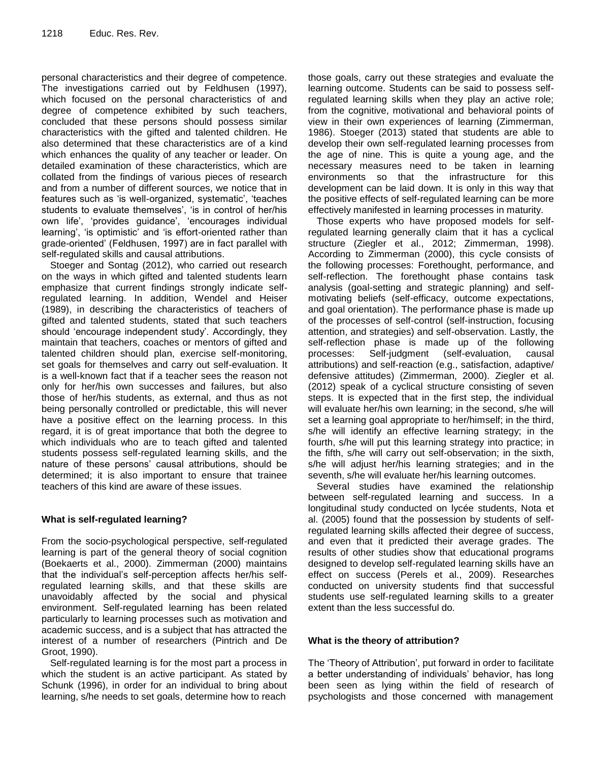personal characteristics and their degree of competence. The investigations carried out by Feldhusen (1997), which focused on the personal characteristics of and degree of competence exhibited by such teachers, concluded that these persons should possess similar characteristics with the gifted and talented children. He also determined that these characteristics are of a kind which enhances the quality of any teacher or leader. On detailed examination of these characteristics, which are collated from the findings of various pieces of research and from a number of different sources, we notice that in features such as 'is well-organized, systematic', 'teaches students to evaluate themselves', 'is in control of her/his own life', 'provides guidance', 'encourages individual learning', 'is optimistic' and 'is effort-oriented rather than grade-oriented' (Feldhusen, 1997) are in fact parallel with self-regulated skills and causal attributions.

Stoeger and Sontag (2012), who carried out research on the ways in which gifted and talented students learn emphasize that current findings strongly indicate self-regulated learning. In addition, Wendel and Heiser (1989), in describing the characteristics of teachers of gifted and talented students, stated that such teachers should 'encourage independent study'. Accordingly, they maintain that teachers, coaches or mentors of gifted and talented children should plan, exercise self-monitoring, set goals for themselves and carry out self-evaluation. It is a well-known fact that if a teacher sees the reason not only for her/his own successes and failures, but also those of her/his students, as external, and thus as not being personally controlled or predictable, this will never have a positive effect on the learning process. In this regard, it is of great importance that both the degree to which individuals who are to teach gifted and talented students possess self-regulated learning skills, and the nature of these persons' causal attributions, should be determined; it is also important to ensure that trainee teachers of this kind are aware of these issues.

## What is self-regulated learning?

From the socio-psychological perspective, self-regulated learning is part of the general theory of social cognition (Boekaerts et al., 2000). Zimmerman (2000) maintains that the individual's self-perception affects her/his self-regulated learning skills, and that these skills are unavoidably affected by the social and physical environment. Self-regulated learning has been related particularly to learning processes such as motivation and academic success, and is a subject that has attracted the interest of a number of researchers (Pintrich and De Groot, 1990).

Self-regulated learning is for the most part a process in which the student is an active participant. As stated by Schunk (1996), in order for an individual to bring about learning, s/he needs to set goals, determine how to reach those goals, carry out these strategies and evaluate the learning outcome. Students can be said to possess self-regulated learning skills when they play an active role; from the cognitive, motivational and behavioral points of view in their own experiences of learning (Zimmerman, 1986). Stoeger (2013) stated that students are able to develop their own self-regulated learning processes from the age of nine. This is quite a young age, and the necessary measures need to be taken in learning environments so that the infrastructure for this development can be laid down. It is only in this way that the positive effects of self-regulated learning can be more effectively manifested in learning processes in maturity.

Those experts who have proposed models for self-regulated learning generally claim that it has a cyclical structure (Ziegler et al., 2012; Zimmerman, 1998). According to Zimmerman (2000), this cycle consists of the following processes: Forethought, performance, and self-reflection. The forethought phase contains task analysis (goal-setting and strategic planning) and self-motivating beliefs (self-efficacy, outcome expectations, and goal orientation). The performance phase is made up of the processes of self-control (self-instruction, focusing attention, and strategies) and self-observation. Lastly, the self-reflection phase is made up of the following processes: Self-judgment (self-evaluation, causal attributions) and self-reaction (e.g., satisfaction, adaptive/ defensive attitudes) (Zimmerman, 2000). Ziegler et al. (2012) speak of a cyclical structure consisting of seven steps. It is expected that in the first step, the individual will evaluate her/his own learning; in the second, s/he will set a learning goal appropriate to her/himself; in the third, s/he will identify an effective learning strategy; in the fourth, s/he will put this learning strategy into practice; in the fifth, s/he will carry out self-observation; in the sixth, s/he will adjust her/his learning strategies; and in the seventh, s/he will evaluate her/his learning outcomes.

Several studies have examined the relationship between self-regulated learning and success. In a longitudinal study conducted on lycée students, Nota et al. (2005) found that the possession by students of self-regulated learning skills affected their degree of success, and even that it predicted their average grades. The results of other studies show that educational programs designed to develop self-regulated learning skills have an effect on success (Perels et al., 2009). Researches conducted on university students find that successful students use self-regulated learning skills to a greater extent than the less successful do.

## What is the theory of attribution?

The 'Theory of Attribution', put forward in order to facilitate a better understanding of individuals' behavior, has long been seen as lying within the field of research of psychologists and those concerned with management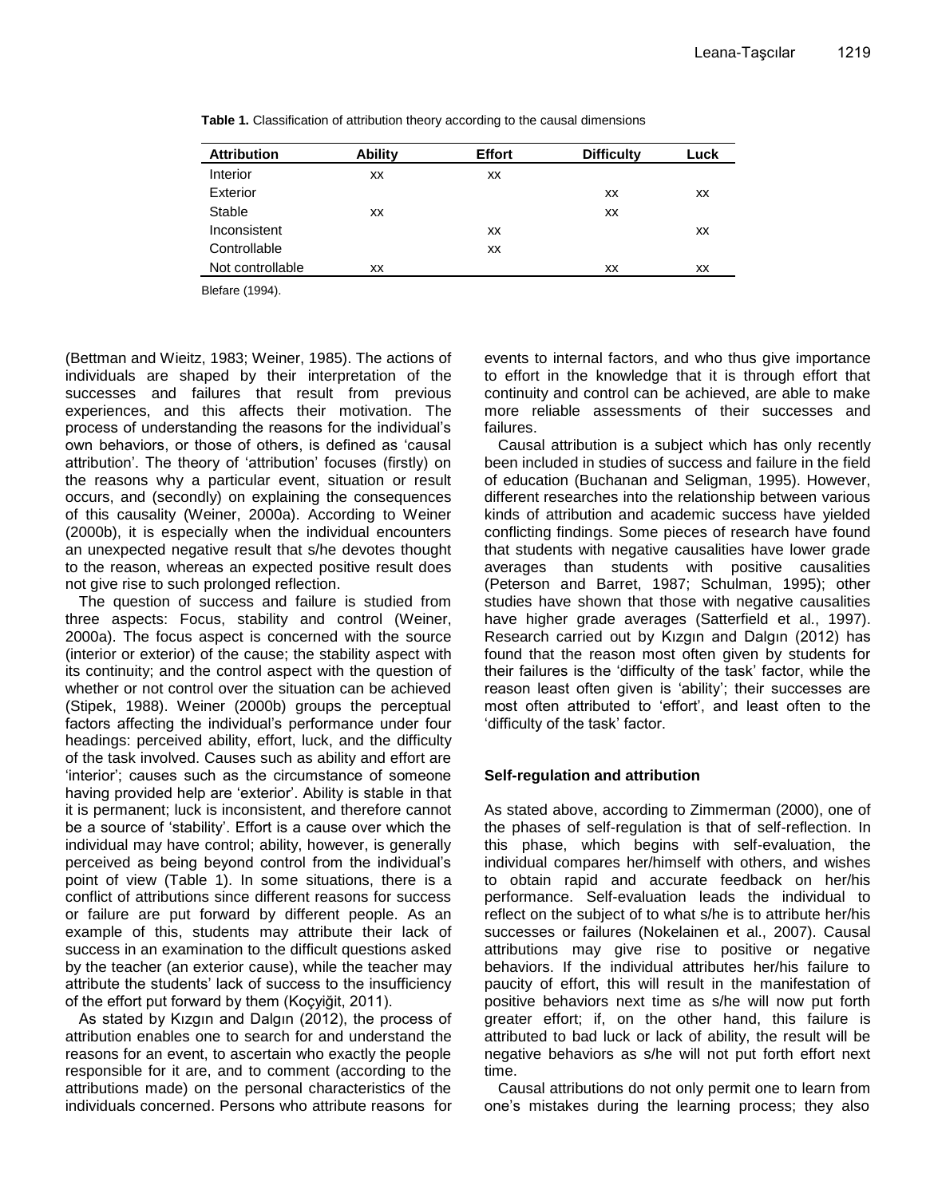**Table 1.** Classification of attribution theory according to the causal dimensions

| Attribution | Ability | Effort | Difficulty | Luck |
|---|---|---|---|---|
| Interior | xx | xx | | |
| Exterior | | | xx | xx |
| Stable | xx | | xx | |
| Inconsistent | | xx | | xx |
| Controllable | | xx | | |
| Not controllable | xx | | xx | xx |

Blefare (1994).

(Bettman and Wieitz, 1983; Weiner, 1985). The actions of individuals are shaped by their interpretation of the successes and failures that result from previous experiences, and this affects their motivation. The process of understanding the reasons for the individual's own behaviors, or those of others, is defined as 'causal attribution'. The theory of 'attribution' focuses (firstly) on the reasons why a particular event, situation or result occurs, and (secondly) on explaining the consequences of this causality (Weiner, 2000a). According to Weiner (2000b), it is especially when the individual encounters an unexpected negative result that s/he devotes thought to the reason, whereas an expected positive result does not give rise to such prolonged reflection.

The question of success and failure is studied from three aspects: Focus, stability and control (Weiner, 2000a). The focus aspect is concerned with the source (interior or exterior) of the cause; the stability aspect with its continuity; and the control aspect with the question of whether or not control over the situation can be achieved (Stipek, 1988). Weiner (2000b) groups the perceptual factors affecting the individual's performance under four headings: perceived ability, effort, luck, and the difficulty of the task involved. Causes such as ability and effort are 'interior'; causes such as the circumstance of someone having provided help are 'exterior'. Ability is stable in that it is permanent; luck is inconsistent, and therefore cannot be a source of 'stability'. Effort is a cause over which the individual may have control; ability, however, is generally perceived as being beyond control from the individual's point of view (Table 1). In some situations, there is a conflict of attributions since different reasons for success or failure are put forward by different people. As an example of this, students may attribute their lack of success in an examination to the difficult questions asked by the teacher (an exterior cause), while the teacher may attribute the students' lack of success to the insufficiency of the effort put forward by them (Koçyiğit, 2011).

As stated by Kızgın and Dalgın (2012), the process of attribution enables one to search for and understand the reasons for an event, to ascertain who exactly the people responsible for it are, and to comment (according to the attributions made) on the personal characteristics of the individuals concerned. Persons who attribute reasons for events to internal factors, and who thus give importance to effort in the knowledge that it is through effort that continuity and control can be achieved, are able to make more reliable assessments of their successes and failures.

Causal attribution is a subject which has only recently been included in studies of success and failure in the field of education (Buchanan and Seligman, 1995). However, different researches into the relationship between various kinds of attribution and academic success have yielded conflicting findings. Some pieces of research have found that students with negative causalities have lower grade averages than students with positive causalities (Peterson and Barret, 1987; Schulman, 1995); other studies have shown that those with negative causalities have higher grade averages (Satterfield et al., 1997). Research carried out by Kızgın and Dalgın (2012) has found that the reason most often given by students for their failures is the 'difficulty of the task' factor, while the reason least often given is 'ability'; their successes are most often attributed to 'effort', and least often to the 'difficulty of the task' factor.

## Self-regulation and attribution

As stated above, according to Zimmerman (2000), one of the phases of self-regulation is that of self-reflection. In this phase, which begins with self-evaluation, the individual compares her/himself with others, and wishes to obtain rapid and accurate feedback on her/his performance. Self-evaluation leads the individual to reflect on the subject of to what s/he is to attribute her/his successes or failures (Nokelainen et al., 2007). Causal attributions may give rise to positive or negative behaviors. If the individual attributes her/his failure to paucity of effort, this will result in the manifestation of positive behaviors next time as s/he will now put forth greater effort; if, on the other hand, this failure is attributed to bad luck or lack of ability, the result will be negative behaviors as s/he will not put forth effort next time.

Causal attributions do not only permit one to learn from one's mistakes during the learning process; they also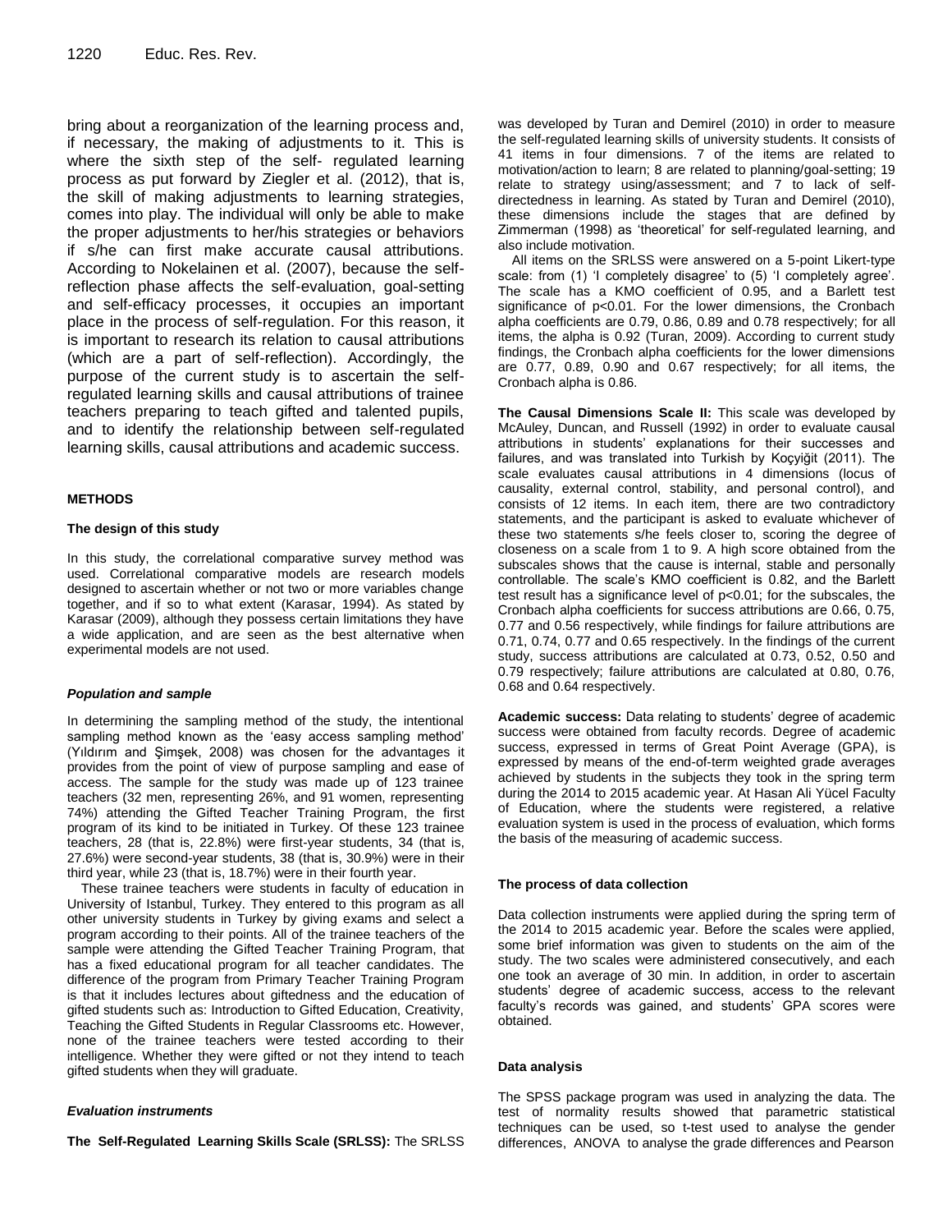bring about a reorganization of the learning process and, if necessary, the making of adjustments to it. This is where the sixth step of the self- regulated learning process as put forward by Ziegler et al. (2012), that is, the skill of making adjustments to learning strategies, comes into play. The individual will only be able to make the proper adjustments to her/his strategies or behaviors if s/he can first make accurate causal attributions. According to Nokelainen et al. (2007), because the self-reflection phase affects the self-evaluation, goal-setting and self-efficacy processes, it occupies an important place in the process of self-regulation. For this reason, it is important to research its relation to causal attributions (which are a part of self-reflection). Accordingly, the purpose of the current study is to ascertain the self-regulated learning skills and causal attributions of trainee teachers preparing to teach gifted and talented pupils, and to identify the relationship between self-regulated learning skills, causal attributions and academic success.

## METHODS

### The design of this study

In this study, the correlational comparative survey method was used. Correlational comparative models are research models designed to ascertain whether or not two or more variables change together, and if so to what extent (Karasar, 1994). As stated by Karasar (2009), although they possess certain limitations they have a wide application, and are seen as the best alternative when experimental models are not used.

### *Population and sample*

In determining the sampling method of the study, the intentional sampling method known as the 'easy access sampling method' (Yıldırım and Şimşek, 2008) was chosen for the advantages it provides from the point of view of purpose sampling and ease of access. The sample for the study was made up of 123 trainee teachers (32 men, representing 26%, and 91 women, representing 74%) attending the Gifted Teacher Training Program, the first program of its kind to be initiated in Turkey. Of these 123 trainee teachers, 28 (that is, 22.8%) were first-year students, 34 (that is, 27.6%) were second-year students, 38 (that is, 30.9%) were in their third year, while 23 (that is, 18.7%) were in their fourth year.

These trainee teachers were students in faculty of education in University of Istanbul, Turkey. They entered to this program as all other university students in Turkey by giving exams and select a program according to their points. All of the trainee teachers of the sample were attending the Gifted Teacher Training Program, that has a fixed educational program for all teacher candidates. The difference of the program from Primary Teacher Training Program is that it includes lectures about giftedness and the education of gifted students such as: Introduction to Gifted Education, Creativity, Teaching the Gifted Students in Regular Classrooms etc. However, none of the trainee teachers were tested according to their intelligence. Whether they were gifted or not they intend to teach gifted students when they will graduate.

### *Evaluation instruments*

**The Self-Regulated Learning Skills Scale (SRLSS):** The SRLSS was developed by Turan and Demirel (2010) in order to measure the self-regulated learning skills of university students. It consists of 41 items in four dimensions. 7 of the items are related to motivation/action to learn; 8 are related to planning/goal-setting; 19 relate to strategy using/assessment; and 7 to lack of self-directedness in learning. As stated by Turan and Demirel (2010), these dimensions include the stages that are defined by Zimmerman (1998) as 'theoretical' for self-regulated learning, and also include motivation.

All items on the SRLSS were answered on a 5-point Likert-type scale: from (1) 'I completely disagree' to (5) 'I completely agree'. The scale has a KMO coefficient of 0.95, and a Barlett test significance of $p<0.01$. For the lower dimensions, the Cronbach alpha coefficients are 0.79, 0.86, 0.89 and 0.78 respectively; for all items, the alpha is 0.92 (Turan, 2009). According to current study findings, the Cronbach alpha coefficients for the lower dimensions are 0.77, 0.89, 0.90 and 0.67 respectively; for all items, the Cronbach alpha is 0.86.

**The Causal Dimensions Scale II:** This scale was developed by McAuley, Duncan, and Russell (1992) in order to evaluate causal attributions in students' explanations for their successes and failures, and was translated into Turkish by Koçyiğit (2011). The scale evaluates causal attributions in 4 dimensions (locus of causality, external control, stability, and personal control), and consists of 12 items. In each item, there are two contradictory statements, and the participant is asked to evaluate whichever of these two statements s/he feels closer to, scoring the degree of closeness on a scale from 1 to 9. A high score obtained from the subscales shows that the cause is internal, stable and personally controllable. The scale's KMO coefficient is 0.82, and the Barlett test result has a significance level of $p<0.01$; for the subscales, the Cronbach alpha coefficients for success attributions are 0.66, 0.75, 0.77 and 0.56 respectively, while findings for failure attributions are 0.71, 0.74, 0.77 and 0.65 respectively. In the findings of the current study, success attributions are calculated at 0.73, 0.52, 0.50 and 0.79 respectively; failure attributions are calculated at 0.80, 0.76, 0.68 and 0.64 respectively.

**Academic success:** Data relating to students' degree of academic success were obtained from faculty records. Degree of academic success, expressed in terms of Great Point Average (GPA), is expressed by means of the end-of-term weighted grade averages achieved by students in the subjects they took in the spring term during the 2014 to 2015 academic year. At Hasan Ali Yücel Faculty of Education, where the students were registered, a relative evaluation system is used in the process of evaluation, which forms the basis of the measuring of academic success.

### The process of data collection

Data collection instruments were applied during the spring term of the 2014 to 2015 academic year. Before the scales were applied, some brief information was given to students on the aim of the study. The two scales were administered consecutively, and each one took an average of 30 min. In addition, in order to ascertain students' degree of academic success, access to the relevant faculty's records was gained, and students' GPA scores were obtained.

### Data analysis

The SPSS package program was used in analyzing the data. The test of normality results showed that parametric statistical techniques can be used, so t-test used to analyse the gender differences, ANOVA to analyse the grade differences and Pearson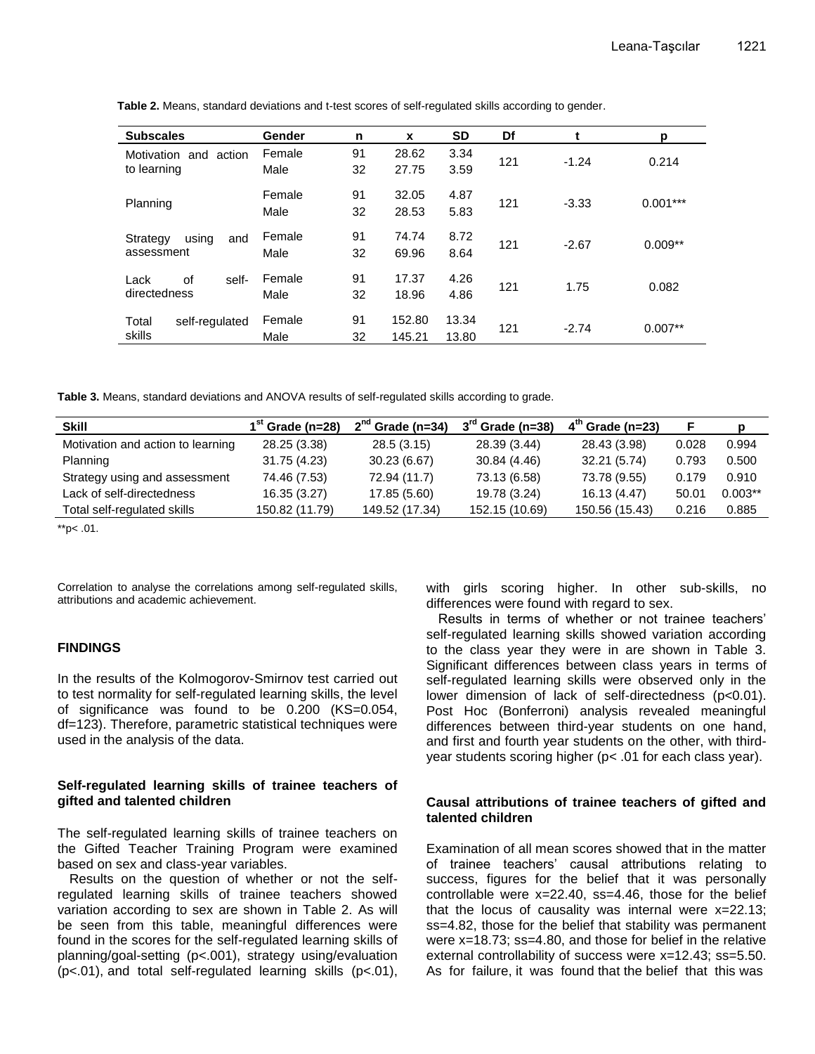**Table 2.** Means, standard deviations and t-test scores of self-regulated skills according to gender.

| Subscales | Gender | n | x | SD | Df | t | p |
|---|---|---|---|---|---|---|---|
| Motivation and action to learning | Female | 91 | 28.62 | 3.34 | 121 | -1.24 | 0.214 |
| | Male | 32 | 27.75 | 3.59 | | | |
| Planning | Female | 91 | 32.05 | 4.87 | 121 | -3.33 | 0.001*** |
| | Male | 32 | 28.53 | 5.83 | | | |
| Strategy using and assessment | Female | 91 | 74.74 | 8.72 | 121 | -2.67 | 0.009** |
| | Male | 32 | 69.96 | 8.64 | | | |
| Lack of self-directedness | Female | 91 | 17.37 | 4.26 | 121 | 1.75 | 0.082 |
| | Male | 32 | 18.96 | 4.86 | | | |
| Total self-regulated skills | Female | 91 | 152.80 | 13.34 | 121 | -2.74 | 0.007** |
| | Male | 32 | 145.21 | 13.80 | | | |

**Table 3.** Means, standard deviations and ANOVA results of self-regulated skills according to grade.

| Skill | 1st Grade (n=28) | 2nd Grade (n=34) | 3rd Grade (n=38) | 4th Grade (n=23) | F | p |
|---|---|---|---|---|---|---|
| Motivation and action to learning | 28.25 (3.38) | 28.5 (3.15) | 28.39 (3.44) | 28.43 (3.98) | 0.028 | 0.994 |
| Planning | 31.75 (4.23) | 30.23 (6.67) | 30.84 (4.46) | 32.21 (5.74) | 0.793 | 0.500 |
| Strategy using and assessment | 74.46 (7.53) | 72.94 (11.7) | 73.13 (6.58) | 73.78 (9.55) | 0.179 | 0.910 |
| Lack of self-directedness | 16.35 (3.27) | 17.85 (5.60) | 19.78 (3.24) | 16.13 (4.47) | 50.01 | 0.003** |
| Total self-regulated skills | 150.82 (11.79) | 149.52 (17.34) | 152.15 (10.69) | 150.56 (15.43) | 0.216 | 0.885 |

**p< .01.

Correlation to analyse the correlations among self-regulated skills, attributions and academic achievement.

## FINDINGS

In the results of the Kolmogorov-Smirnov test carried out to test normality for self-regulated learning skills, the level of significance was found to be 0.200 (KS=0.054, df=123). Therefore, parametric statistical techniques were used in the analysis of the data.

### Self-regulated learning skills of trainee teachers of gifted and talented children

The self-regulated learning skills of trainee teachers on the Gifted Teacher Training Program were examined based on sex and class-year variables.

Results on the question of whether or not the self-regulated learning skills of trainee teachers showed variation according to sex are shown in Table 2. As will be seen from this table, meaningful differences were found in the scores for the self-regulated learning skills of planning/goal-setting ($p<.001$), strategy using/evaluation ($p<.01$), and total self-regulated learning skills ($p<.01$), with girls scoring higher. In other sub-skills, no differences were found with regard to sex.

Results in terms of whether or not trainee teachers' self-regulated learning skills showed variation according to the class year they were in are shown in Table 3. Significant differences between class years in terms of self-regulated learning skills were observed only in the lower dimension of lack of self-directedness ($p<0.01$). Post Hoc (Bonferroni) analysis revealed meaningful differences between third-year students on one hand, and first and fourth year students on the other, with third-year students scoring higher ($p< .01$ for each class year).

### Causal attributions of trainee teachers of gifted and talented children

Examination of all mean scores showed that in the matter of trainee teachers' causal attributions relating to success, figures for the belief that it was personally controllable were x=22.40, ss=4.46, those for the belief that the locus of causality was internal were x=22.13; ss=4.82, those for the belief that stability was permanent were x=18.73; ss=4.80, and those for belief in the relative external controllability of success were x=12.43; ss=5.50. As for failure, it was found that the belief that this was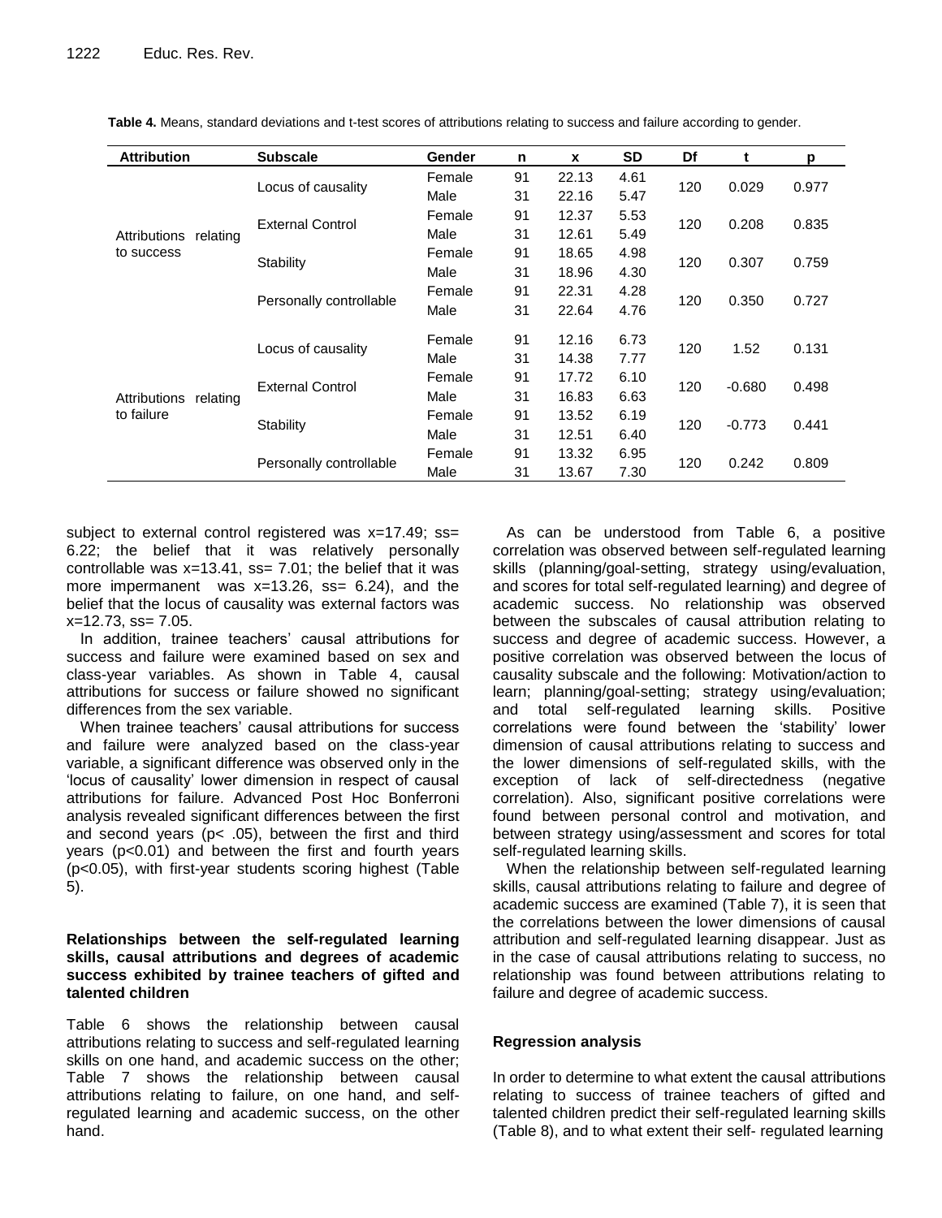**Table 4.** Means, standard deviations and t-test scores of attributions relating to success and failure according to gender.

| Attribution | Subscale | Gender | n | x | SD | Df | t | p |
|---|---|---|---|---|---|---|---|---|
| Attributions relating to success | Locus of causality | Female | 91 | 22.13 | 4.61 | 120 | 0.029 | 0.977 |
| | | Male | 31 | 22.16 | 5.47 | | | |
| | External Control | Female | 91 | 12.37 | 5.53 | 120 | 0.208 | 0.835 |
| | | Male | 31 | 12.61 | 5.49 | | | |
| | Stability | Female | 91 | 18.65 | 4.98 | 120 | 0.307 | 0.759 |
| | | Male | 31 | 18.96 | 4.30 | | | |
| | Personally controllable | Female | 91 | 22.31 | 4.28 | 120 | 0.350 | 0.727 |
| | | Male | 31 | 22.64 | 4.76 | | | |
| Attributions relating to failure | Locus of causality | Female | 91 | 12.16 | 6.73 | 120 | 1.52 | 0.131 |
| | | Male | 31 | 14.38 | 7.77 | | | |
| | External Control | Female | 91 | 17.72 | 6.10 | 120 | -0.680 | 0.498 |
| | | Male | 31 | 16.83 | 6.63 | | | |
| | Stability | Female | 91 | 13.52 | 6.19 | 120 | -0.773 | 0.441 |
| | | Male | 31 | 12.51 | 6.40 | | | |
| | Personally controllable | Female | 91 | 13.32 | 6.95 | 120 | 0.242 | 0.809 |
| | | Male | 31 | 13.67 | 7.30 | | | |

subject to external control registered was x=17.49; ss= 6.22; the belief that it was relatively personally controllable was x=13.41, ss= 7.01; the belief that it was more impermanent was x=13.26, ss= 6.24), and the belief that the locus of causality was external factors was x=12.73, ss= 7.05.

In addition, trainee teachers' causal attributions for success and failure were examined based on sex and class-year variables. As shown in Table 4, causal attributions for success or failure showed no significant differences from the sex variable.

When trainee teachers' causal attributions for success and failure were analyzed based on the class-year variable, a significant difference was observed only in the 'locus of causality' lower dimension in respect of causal attributions for failure. Advanced Post Hoc Bonferroni analysis revealed significant differences between the first and second years ($p < .05$), between the first and third years ($p<0.01$) and between the first and fourth years ($p<0.05$), with first-year students scoring highest (Table 5).

### Relationships between the self-regulated learning skills, causal attributions and degrees of academic success exhibited by trainee teachers of gifted and talented children

Table 6 shows the relationship between causal attributions relating to success and self-regulated learning skills on one hand, and academic success on the other; Table 7 shows the relationship between causal attributions relating to failure, on one hand, and self-regulated learning and academic success, on the other hand.

As can be understood from Table 6, a positive correlation was observed between self-regulated learning skills (planning/goal-setting, strategy using/evaluation, and scores for total self-regulated learning) and degree of academic success. No relationship was observed between the subscales of causal attribution relating to success and degree of academic success. However, a positive correlation was observed between the locus of causality subscale and the following: Motivation/action to learn; planning/goal-setting; strategy using/evaluation; and total self-regulated learning skills. Positive correlations were found between the 'stability' lower dimension of causal attributions relating to success and the lower dimensions of self-regulated skills, with the exception of lack of self-directedness (negative correlation). Also, significant positive correlations were found between personal control and motivation, and between strategy using/assessment and scores for total self-regulated learning skills.

When the relationship between self-regulated learning skills, causal attributions relating to failure and degree of academic success are examined (Table 7), it is seen that the correlations between the lower dimensions of causal attribution and self-regulated learning disappear. Just as in the case of causal attributions relating to success, no relationship was found between attributions relating to failure and degree of academic success.

### Regression analysis

In order to determine to what extent the causal attributions relating to success of trainee teachers of gifted and talented children predict their self-regulated learning skills (Table 8), and to what extent their self- regulated learning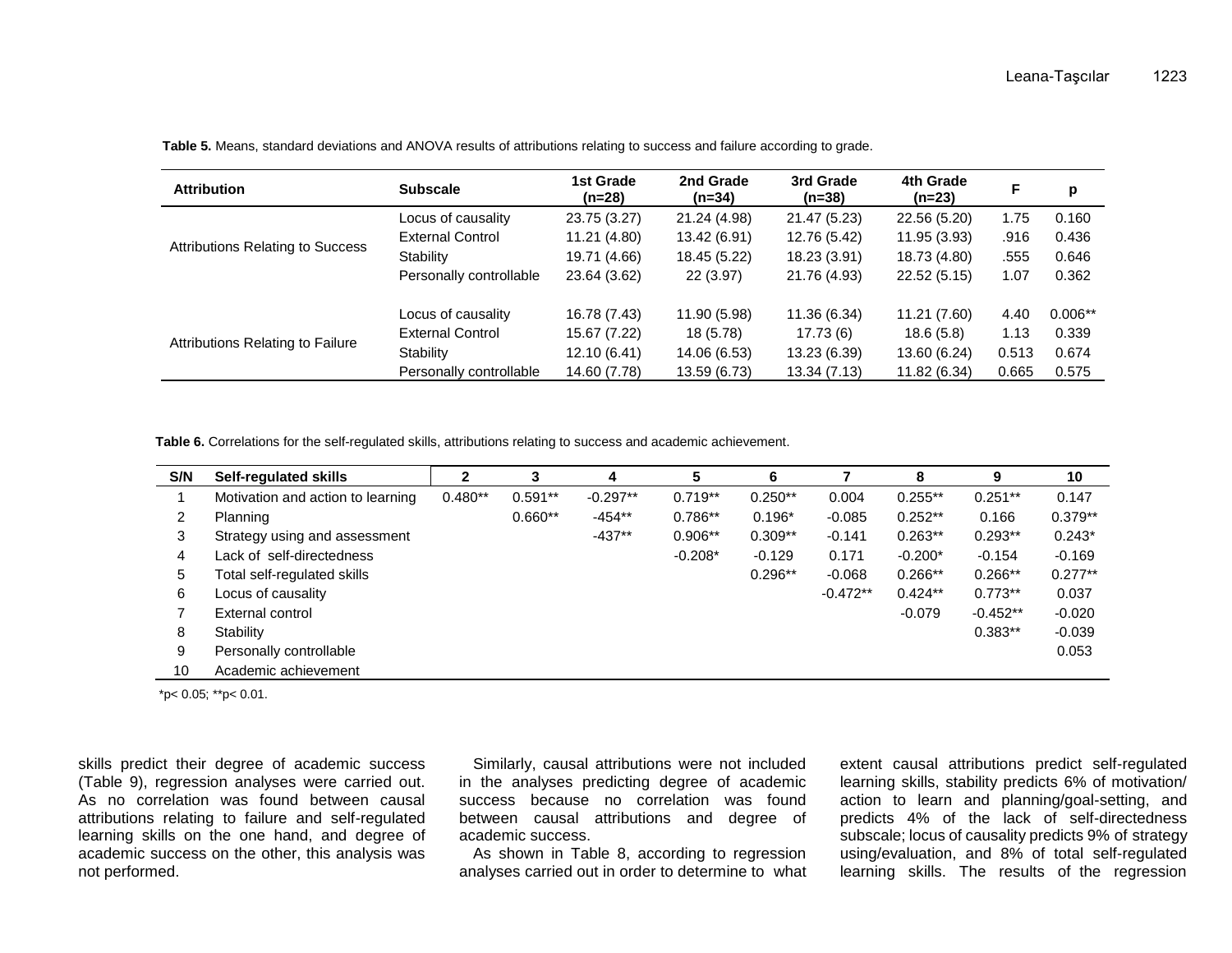**Table 5.** Means, standard deviations and ANOVA results of attributions relating to success and failure according to grade.

| Attribution | Subscale | 1st Grade (n=28) | 2nd Grade (n=34) | 3rd Grade (n=38) | 4th Grade (n=23) | F | p |
|---|---|---|---|---|---|---|---|
| Attributions Relating to Success | Locus of causality | 23.75 (3.27) | 21.24 (4.98) | 21.47 (5.23) | 22.56 (5.20) | 1.75 | 0.160 |
| | External Control | 11.21 (4.80) | 13.42 (6.91) | 12.76 (5.42) | 11.95 (3.93) | .916 | 0.436 |
| | Stability | 19.71 (4.66) | 18.45 (5.22) | 18.23 (3.91) | 18.73 (4.80) | .555 | 0.646 |
| | Personally controllable | 23.64 (3.62) | 22 (3.97) | 21.76 (4.93) | 22.52 (5.15) | 1.07 | 0.362 |
| Attributions Relating to Failure | Locus of causality | 16.78 (7.43) | 11.90 (5.98) | 11.36 (6.34) | 11.21 (7.60) | 4.40 | 0.006** |
| | External Control | 15.67 (7.22) | 18 (5.78) | 17.73 (6) | 18.6 (5.8) | 1.13 | 0.339 |
| | Stability | 12.10 (6.41) | 14.06 (6.53) | 13.23 (6.39) | 13.60 (6.24) | 0.513 | 0.674 |
| | Personally controllable | 14.60 (7.78) | 13.59 (6.73) | 13.34 (7.13) | 11.82 (6.34) | 0.665 | 0.575 |

**Table 6.** Correlations for the self-regulated skills, attributions relating to success and academic achievement.

| S/N | Self-regulated skills | 2 | 3 | 4 | 5 | 6 | 7 | 8 | 9 | 10 |
|---|---|---|---|---|---|---|---|---|---|---|
| 1 | Motivation and action to learning | 0.480** | 0.591** | -0.297** | 0.719** | 0.250** | 0.004 | 0.255** | 0.251** | 0.147 |
| 2 | Planning | | 0.660** | -454** | 0.786** | 0.196* | -0.085 | 0.252** | 0.166 | 0.379** |
| 3 | Strategy using and assessment | | | -437** | 0.906** | 0.309** | -0.141 | 0.263** | 0.293** | 0.243* |
| 4 | Lack of self-directedness | | | | -0.208* | -0.129 | 0.171 | -0.200* | -0.154 | -0.169 |
| 5 | Total self-regulated skills | | | | | 0.296** | -0.068 | 0.266** | 0.266** | 0.277** |
| 6 | Locus of causality | | | | | | -0.472** | 0.424** | 0.773** | 0.037 |
| 7 | External control | | | | | | | -0.079 | -0.452** | -0.020 |
| 8 | Stability | | | | | | | | 0.383** | -0.039 |
| 9 | Personally controllable | | | | | | | | | 0.053 |
| 10 | Academic achievement | | | | | | | | | |

*p< 0.05; **p< 0.01.

skills predict their degree of academic success (Table 9), regression analyses were carried out. As no correlation was found between causal attributions relating to failure and self-regulated learning skills on the one hand, and degree of academic success on the other, this analysis was not performed.

Similarly, causal attributions were not included in the analyses predicting degree of academic success because no correlation was found between causal attributions and degree of academic success.

As shown in Table 8, according to regression analyses carried out in order to determine to what extent causal attributions predict self-regulated learning skills, stability predicts 6% of motivation/action to learn and planning/goal-setting, and predicts 4% of the lack of self-directedness subscale; locus of causality predicts 9% of strategy using/evaluation, and 8% of total self-regulated learning skills. The results of the regression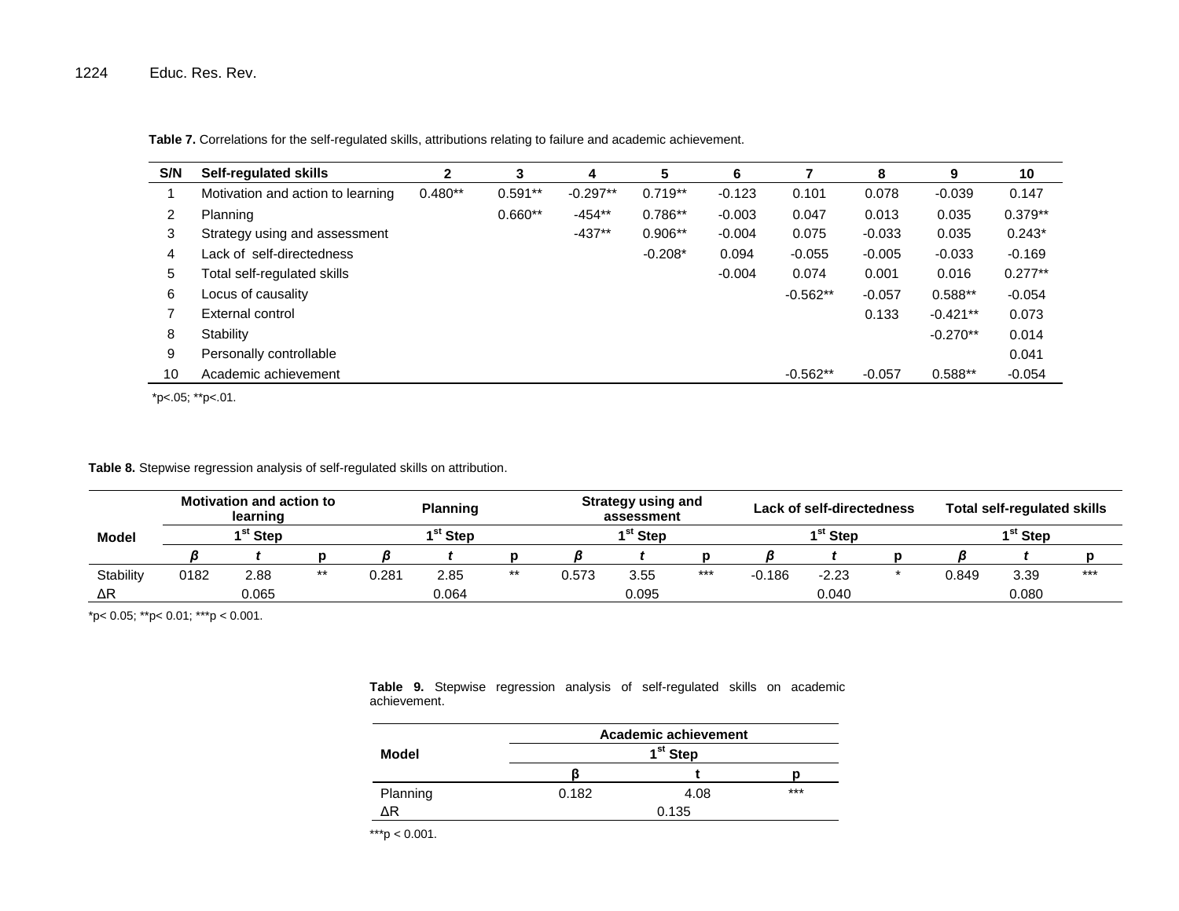**Table 7.** Correlations for the self-regulated skills, attributions relating to failure and academic achievement.

| S/N | Self-regulated skills | 2 | 3 | 4 | 5 | 6 | 7 | 8 | 9 | 10 |
|---|---|---|---|---|---|---|---|---|---|---|
| 1 | Motivation and action to learning | 0.480** | 0.591** | -0.297** | 0.719** | -0.123 | 0.101 | 0.078 | -0.039 | 0.147 |
| 2 | Planning | | 0.660** | -454** | 0.786** | -0.003 | 0.047 | 0.013 | 0.035 | 0.379** |
| 3 | Strategy using and assessment | | | -437** | 0.906** | -0.004 | 0.075 | -0.033 | 0.035 | 0.243* |
| 4 | Lack of self-directedness | | | | -0.208* | 0.094 | -0.055 | -0.005 | -0.033 | -0.169 |
| 5 | Total self-regulated skills | | | | | -0.004 | 0.074 | 0.001 | 0.016 | 0.277** |
| 6 | Locus of causality | | | | | | -0.562** | -0.057 | 0.588** | -0.054 |
| 7 | External control | | | | | | | 0.133 | -0.421** | 0.073 |
| 8 | Stability | | | | | | | | -0.270** | 0.014 |
| 9 | Personally controllable | | | | | | | | | 0.041 |
| 10 | Academic achievement | | | | | | -0.562** | -0.057 | 0.588** | -0.054 |

*p<.05; **p<.01.

**Table 8.** Stepwise regression analysis of self-regulated skills on attribution.

| Model | Motivation and action to learning | | | Planning | | | Strategy using and assessment | | | Lack of self-directedness | | | Total self-regulated skills | | |
|---|---|---|---|---|---|---|---|---|---|---|---|---|---|---|---|
| | 1st Step | | | 1st Step | | | 1st Step | | | 1st Step | | | 1st Step | | |
| | *β* | *t* | p | *β* | *t* | p | *β* | *t* | p | *β* | *t* | p | *β* | *t* | p |
| Stability | 0182 | 2.88 | ** | 0.281 | 2.85 | ** | 0.573 | 3.55 | *** | -0.186 | -2.23 | * | 0.849 | 3.39 | *** |
| ΔR | | 0.065 | | | 0.064 | | | 0.095 | | | 0.040 | | | 0.080 | |

*p< 0.05; **p< 0.01; ***p < 0.001.

**Table 9.** Stepwise regression analysis of self-regulated skills on academic achievement.

| Model | Academic achievement | | |
|---|---|---|---|
| | 1st Step | | |
| | β | t | p |
| Planning | 0.182 | 4.08 | *** |
| ΔR | | 0.135 | |

***p < 0.001.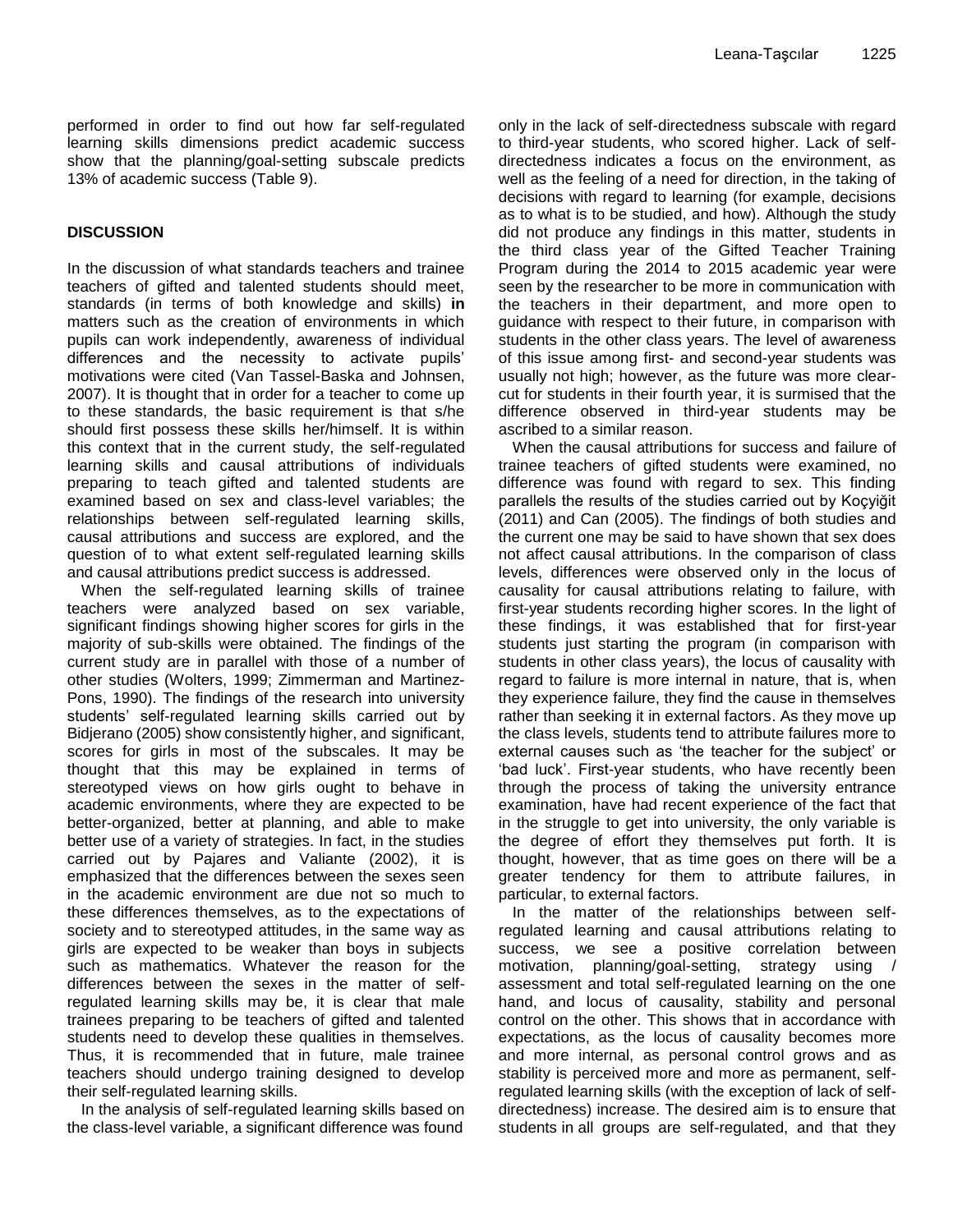performed in order to find out how far self-regulated learning skills dimensions predict academic success show that the planning/goal-setting subscale predicts 13% of academic success (Table 9).

## DISCUSSION

In the discussion of what standards teachers and trainee teachers of gifted and talented students should meet, standards (in terms of both knowledge and skills) **in** matters such as the creation of environments in which pupils can work independently, awareness of individual differences and the necessity to activate pupils' motivations were cited (Van Tassel-Baska and Johnsen, 2007). It is thought that in order for a teacher to come up to these standards, the basic requirement is that s/he should first possess these skills her/himself. It is within this context that in the current study, the self-regulated learning skills and causal attributions of individuals preparing to teach gifted and talented students are examined based on sex and class-level variables; the relationships between self-regulated learning skills, causal attributions and success are explored, and the question of to what extent self-regulated learning skills and causal attributions predict success is addressed.

When the self-regulated learning skills of trainee teachers were analyzed based on sex variable, significant findings showing higher scores for girls in the majority of sub-skills were obtained. The findings of the current study are in parallel with those of a number of other studies (Wolters, 1999; Zimmerman and Martinez-Pons, 1990). The findings of the research into university students' self-regulated learning skills carried out by Bidjerano (2005) show consistently higher, and significant, scores for girls in most of the subscales. It may be thought that this may be explained in terms of stereotyped views on how girls ought to behave in academic environments, where they are expected to be better-organized, better at planning, and able to make better use of a variety of strategies. In fact, in the studies carried out by Pajares and Valiante (2002), it is emphasized that the differences between the sexes seen in the academic environment are due not so much to these differences themselves, as to the expectations of society and to stereotyped attitudes, in the same way as girls are expected to be weaker than boys in subjects such as mathematics. Whatever the reason for the differences between the sexes in the matter of self-regulated learning skills may be, it is clear that male trainees preparing to be teachers of gifted and talented students need to develop these qualities in themselves. Thus, it is recommended that in future, male trainee teachers should undergo training designed to develop their self-regulated learning skills.

In the analysis of self-regulated learning skills based on the class-level variable, a significant difference was found only in the lack of self-directedness subscale with regard to third-year students, who scored higher. Lack of self-directedness indicates a focus on the environment, as well as the feeling of a need for direction, in the taking of decisions with regard to learning (for example, decisions as to what is to be studied, and how). Although the study did not produce any findings in this matter, students in the third class year of the Gifted Teacher Training Program during the 2014 to 2015 academic year were seen by the researcher to be more in communication with the teachers in their department, and more open to guidance with respect to their future, in comparison with students in the other class years. The level of awareness of this issue among first- and second-year students was usually not high; however, as the future was more clear-cut for students in their fourth year, it is surmised that the difference observed in third-year students may be ascribed to a similar reason.

When the causal attributions for success and failure of trainee teachers of gifted students were examined, no difference was found with regard to sex. This finding parallels the results of the studies carried out by Koçyiğit (2011) and Can (2005). The findings of both studies and the current one may be said to have shown that sex does not affect causal attributions. In the comparison of class levels, differences were observed only in the locus of causality for causal attributions relating to failure, with first-year students recording higher scores. In the light of these findings, it was established that for first-year students just starting the program (in comparison with students in other class years), the locus of causality with regard to failure is more internal in nature, that is, when they experience failure, they find the cause in themselves rather than seeking it in external factors. As they move up the class levels, students tend to attribute failures more to external causes such as 'the teacher for the subject' or 'bad luck'. First-year students, who have recently been through the process of taking the university entrance examination, have had recent experience of the fact that in the struggle to get into university, the only variable is the degree of effort they themselves put forth. It is thought, however, that as time goes on there will be a greater tendency for them to attribute failures, in particular, to external factors.

In the matter of the relationships between self-regulated learning and causal attributions relating to success, we see a positive correlation between motivation, planning/goal-setting, strategy using / assessment and total self-regulated learning on the one hand, and locus of causality, stability and personal control on the other. This shows that in accordance with expectations, as the locus of causality becomes more and more internal, as personal control grows and as stability is perceived more and more as permanent, self-regulated learning skills (with the exception of lack of self-directedness) increase. The desired aim is to ensure that students in all groups are self-regulated, and that they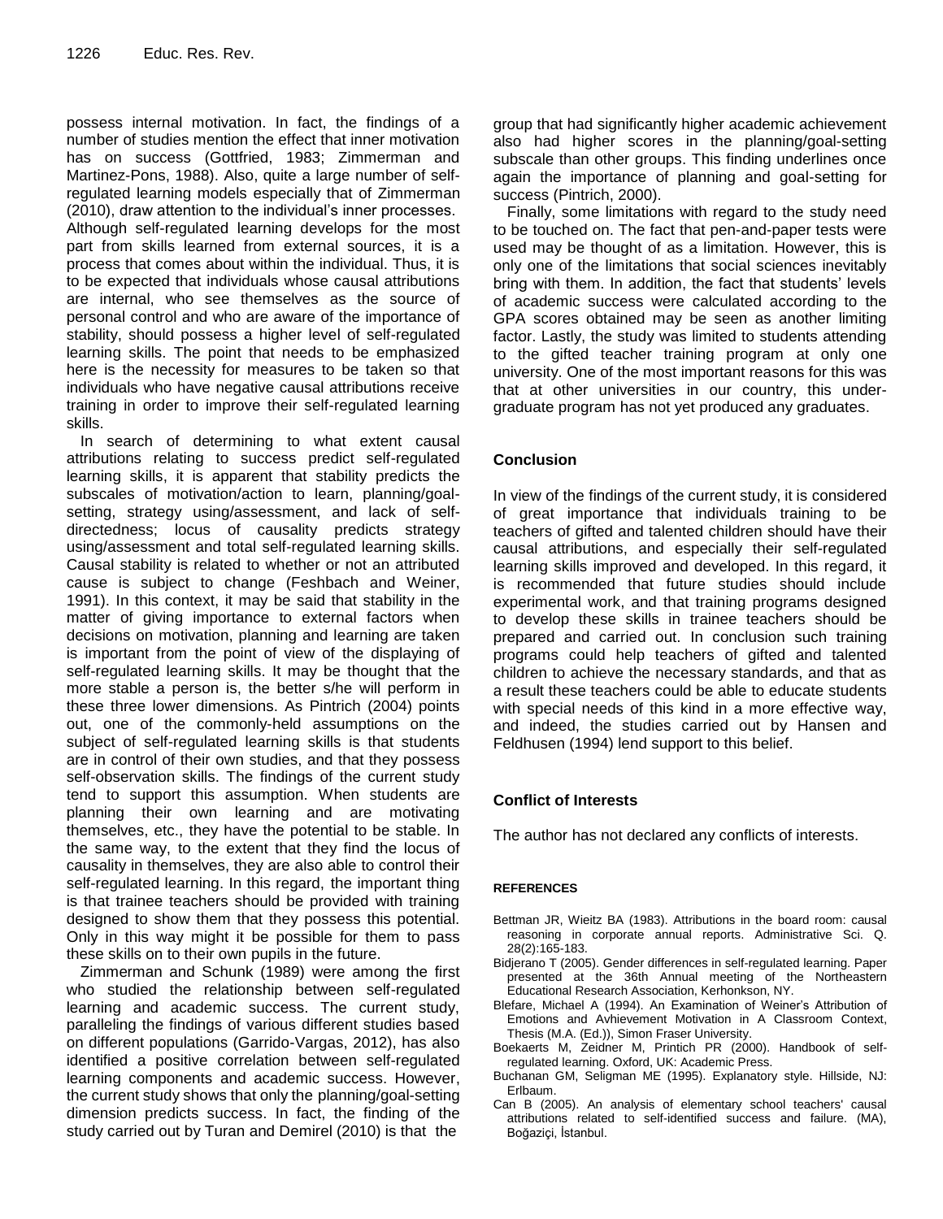possess internal motivation. In fact, the findings of a number of studies mention the effect that inner motivation has on success (Gottfried, 1983; Zimmerman and Martinez-Pons, 1988). Also, quite a large number of self-regulated learning models especially that of Zimmerman (2010), draw attention to the individual's inner processes. Although self-regulated learning develops for the most part from skills learned from external sources, it is a process that comes about within the individual. Thus, it is to be expected that individuals whose causal attributions are internal, who see themselves as the source of personal control and who are aware of the importance of stability, should possess a higher level of self-regulated learning skills. The point that needs to be emphasized here is the necessity for measures to be taken so that individuals who have negative causal attributions receive training in order to improve their self-regulated learning skills.

In search of determining to what extent causal attributions relating to success predict self-regulated learning skills, it is apparent that stability predicts the subscales of motivation/action to learn, planning/goal-setting, strategy using/assessment, and lack of self-directedness; locus of causality predicts strategy using/assessment and total self-regulated learning skills. Causal stability is related to whether or not an attributed cause is subject to change (Feshbach and Weiner, 1991). In this context, it may be said that stability in the matter of giving importance to external factors when decisions on motivation, planning and learning are taken is important from the point of view of the displaying of self-regulated learning skills. It may be thought that the more stable a person is, the better s/he will perform in these three lower dimensions. As Pintrich (2004) points out, one of the commonly-held assumptions on the subject of self-regulated learning skills is that students are in control of their own studies, and that they possess self-observation skills. The findings of the current study tend to support this assumption. When students are planning their own learning and are motivating themselves, etc., they have the potential to be stable. In the same way, to the extent that they find the locus of causality in themselves, they are also able to control their self-regulated learning. In this regard, the important thing is that trainee teachers should be provided with training designed to show them that they possess this potential. Only in this way might it be possible for them to pass these skills on to their own pupils in the future.

Zimmerman and Schunk (1989) were among the first who studied the relationship between self-regulated learning and academic success. The current study, paralleling the findings of various different studies based on different populations (Garrido-Vargas, 2012), has also identified a positive correlation between self-regulated learning components and academic success. However, the current study shows that only the planning/goal-setting dimension predicts success. In fact, the finding of the study carried out by Turan and Demirel (2010) is that the group that had significantly higher academic achievement also had higher scores in the planning/goal-setting subscale than other groups. This finding underlines once again the importance of planning and goal-setting for success (Pintrich, 2000).

Finally, some limitations with regard to the study need to be touched on. The fact that pen-and-paper tests were used may be thought of as a limitation. However, this is only one of the limitations that social sciences inevitably bring with them. In addition, the fact that students' levels of academic success were calculated according to the GPA scores obtained may be seen as another limiting factor. Lastly, the study was limited to students attending to the gifted teacher training program at only one university. One of the most important reasons for this was that at other universities in our country, this under-graduate program has not yet produced any graduates.

## Conclusion

In view of the findings of the current study, it is considered of great importance that individuals training to be teachers of gifted and talented children should have their causal attributions, and especially their self-regulated learning skills improved and developed. In this regard, it is recommended that future studies should include experimental work, and that training programs designed to develop these skills in trainee teachers should be prepared and carried out. In conclusion such training programs could help teachers of gifted and talented children to achieve the necessary standards, and that as a result these teachers could be able to educate students with special needs of this kind in a more effective way, and indeed, the studies carried out by Hansen and Feldhusen (1994) lend support to this belief.

## Conflict of Interests

The author has not declared any conflicts of interests.

## REFERENCES

Bettman JR, Wieitz BA (1983). Attributions in the board room: causal reasoning in corporate annual reports. Administrative Sci. Q. 28(2):165-183.

Bidjerano T (2005). Gender differences in self-regulated learning. Paper presented at the 36th Annual meeting of the Northeastern Educational Research Association, Kerhonkson, NY.

Blefare, Michael A (1994). An Examination of Weiner's Attribution of Emotions and Avhievement Motivation in A Classroom Context, Thesis (M.A. (Ed.)), Simon Fraser University.

Boekaerts M, Zeidner M, Printich PR (2000). Handbook of self-regulated learning. Oxford, UK: Academic Press.

Buchanan GM, Seligman ME (1995). Explanatory style. Hillside, NJ: Erlbaum.

Can B (2005). An analysis of elementary school teachers' causal attributions related to self-identified success and failure. (MA), Boğaziçi, İstanbul.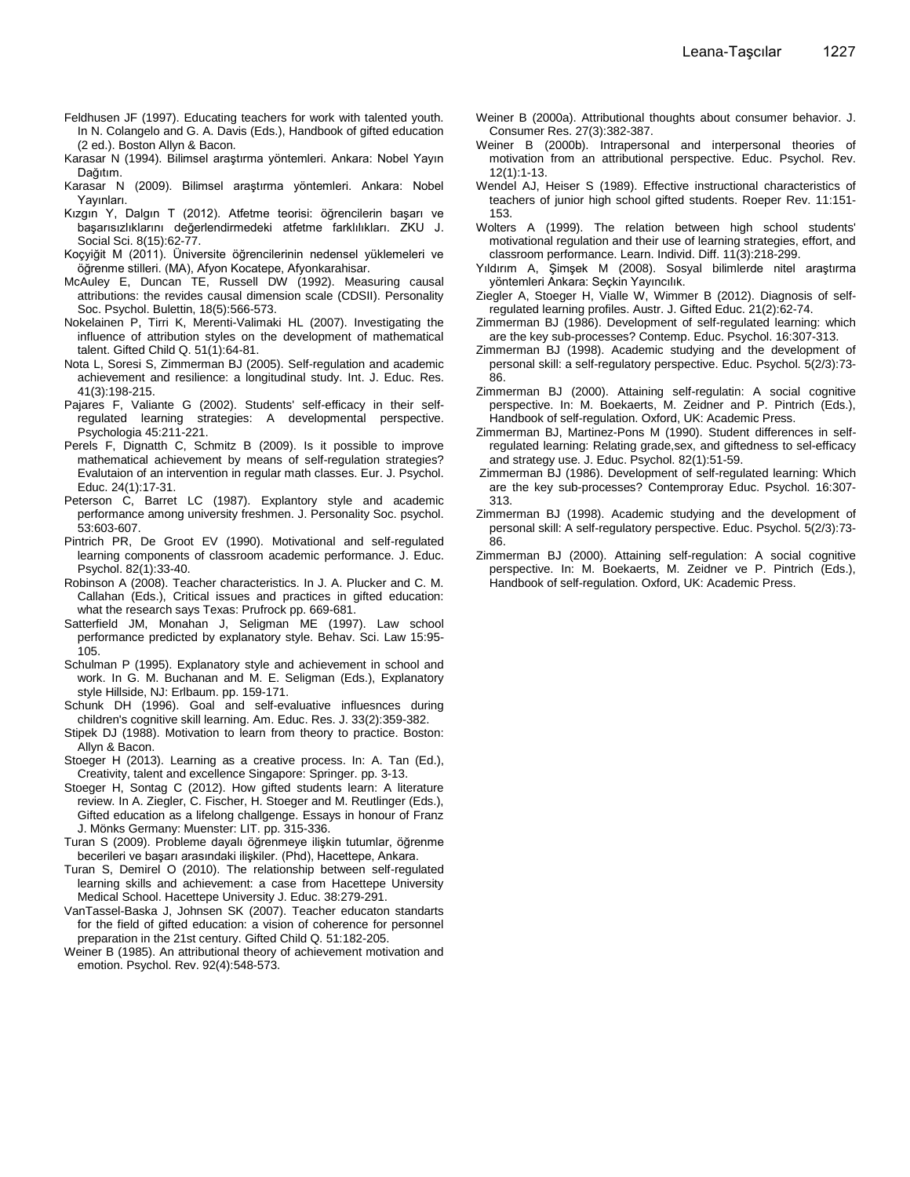Feldhusen JF (1997). Educating teachers for work with talented youth. In N. Colangelo and G. A. Davis (Eds.), Handbook of gifted education (2 ed.). Boston Allyn & Bacon.

Karasar N (1994). Bilimsel araştırma yöntemleri. Ankara: Nobel Yayın Dağıtım.

Karasar N (2009). Bilimsel araştırma yöntemleri. Ankara: Nobel Yayınları.

Kızgın Y, Dalgın T (2012). Atfetme teorisi: öğrencilerin başarı ve başarısızlıklarını değerlendirmedeki atfetme farklılıkları. ZKU J. Social Sci. 8(15):62-77.

Koçyiğit M (2011). Üniversite öğrencilerinin nedensel yüklemeleri ve öğrenme stilleri. (MA), Afyon Kocatepe, Afyonkarahisar.

McAuley E, Duncan TE, Russell DW (1992). Measuring causal attributions: the revides causal dimension scale (CDSII). Personality Soc. Psychol. Bulettin, 18(5):566-573.

Nokelainen P, Tirri K, Merenti-Valimaki HL (2007). Investigating the influence of attribution styles on the development of mathematical talent. Gifted Child Q. 51(1):64-81.

Nota L, Soresi S, Zimmerman BJ (2005). Self-regulation and academic achievement and resilience: a longitudinal study. Int. J. Educ. Res. 41(3):198-215.

Pajares F, Valiante G (2002). Students' self-efficacy in their self-regulated learning strategies: A developmental perspective. Psychologia 45:211-221.

Perels F, Dignatth C, Schmitz B (2009). Is it possible to improve mathematical achievement by means of self-regulation strategies? Evalutaion of an intervention in regular math classes. Eur. J. Psychol. Educ. 24(1):17-31.

Peterson C, Barret LC (1987). Explantory style and academic performance among university freshmen. J. Personality Soc. psychol. 53:603-607.

Pintrich PR, De Groot EV (1990). Motivational and self-regulated learning components of classroom academic performance. J. Educ. Psychol. 82(1):33-40.

Robinson A (2008). Teacher characteristics. In J. A. Plucker and C. M. Callahan (Eds.), Critical issues and practices in gifted education: what the research says Texas: Prufrock pp. 669-681.

Satterfield JM, Monahan J, Seligman ME (1997). Law school performance predicted by explanatory style. Behav. Sci. Law 15:95-105.

Schulman P (1995). Explanatory style and achievement in school and work. In G. M. Buchanan and M. E. Seligman (Eds.), Explanatory style Hillside, NJ: Erlbaum. pp. 159-171.

Schunk DH (1996). Goal and self-evaluative influesnces during children's cognitive skill learning. Am. Educ. Res. J. 33(2):359-382.

Stipek DJ (1988). Motivation to learn from theory to practice. Boston: Allyn & Bacon.

Stoeger H (2013). Learning as a creative process. In: A. Tan (Ed.), Creativity, talent and excellence Singapore: Springer. pp. 3-13.

Stoeger H, Sontag C (2012). How gifted students learn: A literature review. In A. Ziegler, C. Fischer, H. Stoeger and M. Reutlinger (Eds.), Gifted education as a lifelong challgenge. Essays in honour of Franz J. Mönks Germany: Muenster: LIT. pp. 315-336.

Turan S (2009). Probleme dayalı öğrenmeye ilişkin tutumlar, öğrenme becerileri ve başarı arasındaki ilişkiler. (Phd), Hacettepe, Ankara.

Turan S, Demirel O (2010). The relationship between self-regulated learning skills and achievement: a case from Hacettepe University Medical School. Hacettepe University J. Educ. 38:279-291.

VanTassel-Baska J, Johnsen SK (2007). Teacher educaton standarts for the field of gifted education: a vision of coherence for personnel preparation in the 21st century. Gifted Child Q. 51:182-205.

Weiner B (1985). An attributional theory of achievement motivation and emotion. Psychol. Rev. 92(4):548-573.

Weiner B (2000a). Attributional thoughts about consumer behavior. J. Consumer Res. 27(3):382-387.

Weiner B (2000b). Intrapersonal and interpersonal theories of motivation from an attributional perspective. Educ. Psychol. Rev. 12(1):1-13.

Wendel AJ, Heiser S (1989). Effective instructional characteristics of teachers of junior high school gifted students. Roeper Rev. 11:151-153.

Wolters A (1999). The relation between high school students' motivational regulation and their use of learning strategies, effort, and classroom performance. Learn. Individ. Diff. 11(3):218-299.

Yıldırım A, Şimşek M (2008). Sosyal bilimlerde nitel araştırma yöntemleri Ankara: Seçkin Yayıncılık.

Ziegler A, Stoeger H, Vialle W, Wimmer B (2012). Diagnosis of self-regulated learning profiles. Austr. J. Gifted Educ. 21(2):62-74.

Zimmerman BJ (1986). Development of self-regulated learning: which are the key sub-processes? Contemp. Educ. Psychol. 16:307-313.

Zimmerman BJ (1998). Academic studying and the development of personal skill: a self-regulatory perspective. Educ. Psychol. 5(2/3):73-86.

Zimmerman BJ (2000). Attaining self-regulatin: A social cognitive perspective. In: M. Boekaerts, M. Zeidner and P. Pintrich (Eds.), Handbook of self-regulation. Oxford, UK: Academic Press.

Zimmerman BJ, Martinez-Pons M (1990). Student differences in self-regulated learning: Relating grade,sex, and giftedness to sel-efficacy and strategy use. J. Educ. Psychol. 82(1):51-59.

Zimmerman BJ (1986). Development of self-regulated learning: Which are the key sub-processes? Contemproray Educ. Psychol. 16:307-313.

Zimmerman BJ (1998). Academic studying and the development of personal skill: A self-regulatory perspective. Educ. Psychol. 5(2/3):73-86.

Zimmerman BJ (2000). Attaining self-regulation: A social cognitive perspective. In: M. Boekaerts, M. Zeidner ve P. Pintrich (Eds.), Handbook of self-regulation. Oxford, UK: Academic Press.